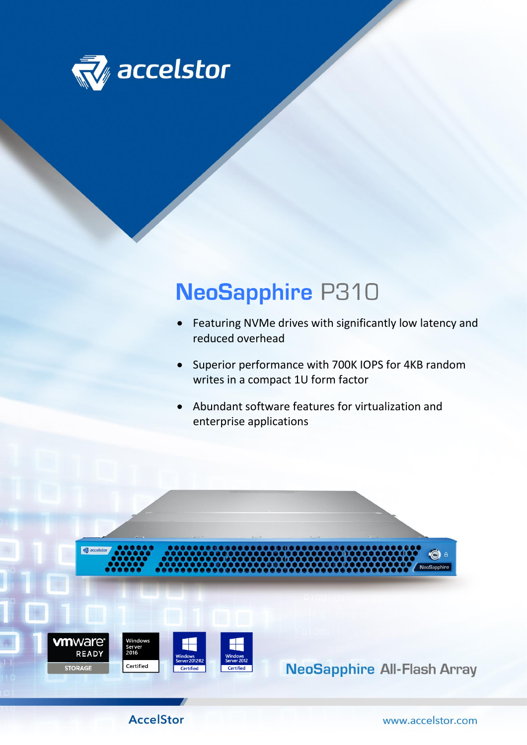accelstor

# NeoSapphire P310

- Featuring NVMe drives with significantly low latency and reduced overhead
- Superior performance with 700K IOPS for 4KB random writes in a compact 1U form factor
- Abundant software features for virtualization and enterprise applications

vmware READY STORAGE | Windows Server 2016 Certified | Windows Server 2012 R2 Certified | Windows Server 2012 Certified

## NeoSapphire All-Flash Array

AccelStor www.accelstor.com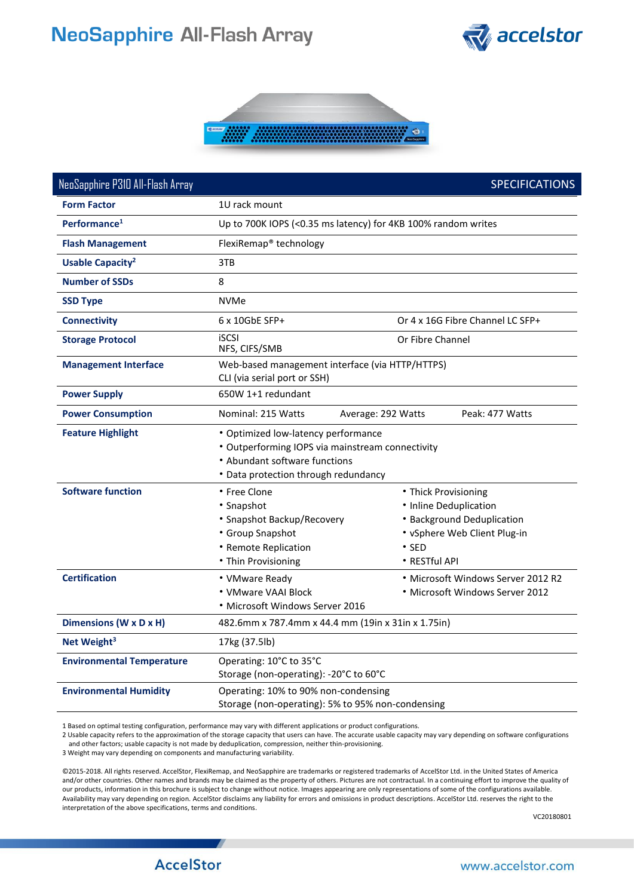# NeoSapphire All-Flash Array

| NeoSapphire P310 All-Flash Array | SPECIFICATIONS | | |
|---|---|---|---|
| **Form Factor** | 1U rack mount | | |
| **Performance**[1] | Up to 700K IOPS (<0.35 ms latency) for 4KB 100% random writes | | |
| **Flash Management** | FlexiRemap® technology | | |
| **Usable Capacity**[2] | 3TB | | |
| **Number of SSDs** | 8 | | |
| **SSD Type** | NVMe | | |
| **Connectivity** | 6 x 10GbE SFP+ | Or 4 x 16G Fibre Channel LC SFP+ | |
| **Storage Protocol** | iSCSI<br>NFS, CIFS/SMB | Or Fibre Channel | |
| **Management Interface** | Web-based management interface (via HTTP/HTTPS)<br>CLI (via serial port or SSH) | | |
| **Power Supply** | 650W 1+1 redundant | | |
| **Power Consumption** | Nominal: 215 Watts | Average: 292 Watts | Peak: 477 Watts |
| **Feature Highlight** | • Optimized low-latency performance<br>• Outperforming IOPS via mainstream connectivity<br>• Abundant software functions<br>• Data protection through redundancy | | |
| **Software function** | • Free Clone<br>• Snapshot<br>• Snapshot Backup/Recovery<br>• Group Snapshot<br>• Remote Replication<br>• Thin Provisioning | • Thick Provisioning<br>• Inline Deduplication<br>• Background Deduplication<br>• vSphere Web Client Plug-in<br>• SED<br>• RESTful API | |
| **Certification** | • VMware Ready<br>• VMware VAAI Block<br>• Microsoft Windows Server 2016 | • Microsoft Windows Server 2012 R2<br>• Microsoft Windows Server 2012 | |
| **Dimensions (W x D x H)** | 482.6mm x 787.4mm x 44.4 mm (19in x 31in x 1.75in) | | |
| **Net Weight**[3] | 17kg (37.5lb) | | |
| **Environmental Temperature** | Operating: 10°C to 35°C<br>Storage (non-operating): -20°C to 60°C | | |
| **Environmental Humidity** | Operating: 10% to 90% non-condensing<br>Storage (non-operating): 5% to 95% non-condensing | | |

1 Based on optimal testing configuration, performance may vary with different applications or product configurations.
2 Usable capacity refers to the approximation of the storage capacity that users can have. The accurate usable capacity may vary depending on software configurations and other factors; usable capacity is not made by deduplication, compression, neither thin-provisioning.
3 Weight may vary depending on components and manufacturing variability.

©2015-2018. All rights reserved. AccelStor, FlexiRemap, and NeoSapphire are trademarks or registered trademarks of AccelStor Ltd. in the United States of America and/or other countries. Other names and brands may be claimed as the property of others. Pictures are not contractual. In a continuing effort to improve the quality of our products, information in this brochure is subject to change without notice. Images appearing are only representations of some of the configurations available. Availability may vary depending on region. AccelStor disclaims any liability for errors and omissions in product descriptions. AccelStor Ltd. reserves the right to the interpretation of the above specifications, terms and conditions.

VC20180801

AccelStor www.accelstor.com